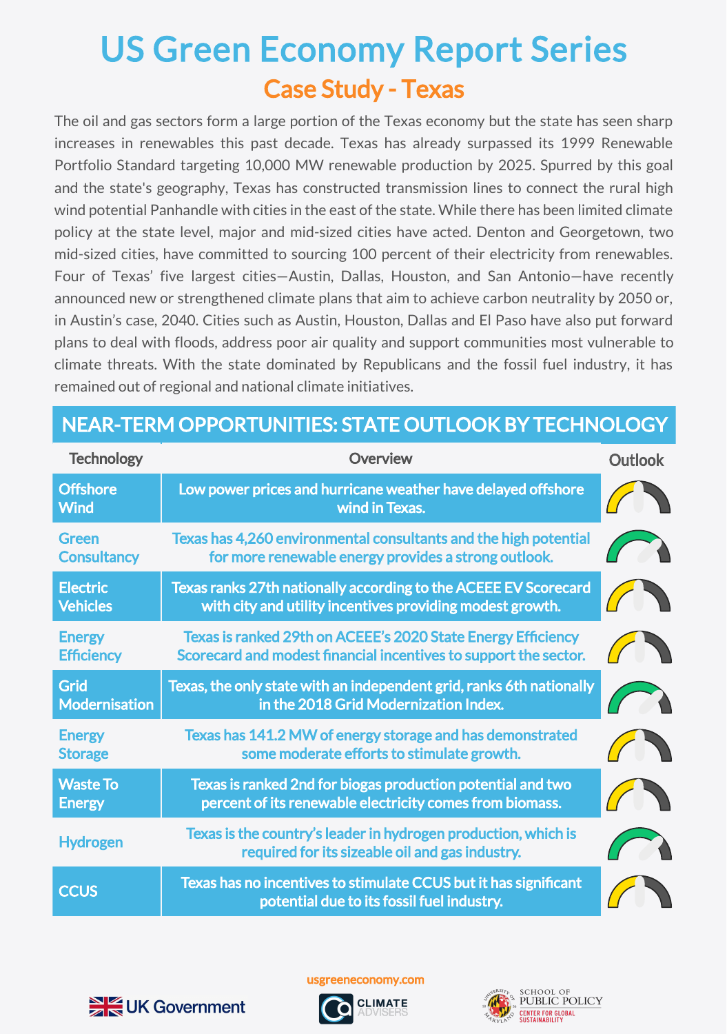# US Green Economy Report Series

## Case Study - Texas

The oil and gas sectors form a large portion of the Texas economy but the state has seen sharp increases in renewables this past decade. Texas has already surpassed its 1999 Renewable Portfolio Standard targeting 10,000 MW renewable production by 2025. Spurred by this goal and the state's geography, Texas has constructed transmission lines to connect the rural high wind potential Panhandle with cities in the east of the state. While there has been limited climate policy at the state level, major and mid-sized cities have acted. Denton and Georgetown, two mid-sized cities, have committed to sourcing 100 percent of their electricity from renewables. Four of Texas' five largest cities—Austin, Dallas, Houston, and San Antonio—have recently announced new or strengthened climate plans that aim to achieve carbon neutrality by 2050 or, in Austin's case, 2040. Cities such as Austin, Houston, Dallas and El Paso have also put forward plans to deal with floods, address poor air quality and support communities most vulnerable to climate threats. With the state dominated by Republicans and the fossil fuel industry, it has remained out of regional and national climate initiatives.

## NEAR-TERM OPPORTUNITIES: STATE OUTLOOK BY TECHNOLOGY

| Technology | Overview | Outlook |
| --- | --- | --- |
| Offshore Wind | Low power prices and hurricane weather have delayed offshore wind in Texas. | |
| Green Consultancy | Texas has 4,260 environmental consultants and the high potential for more renewable energy provides a strong outlook. | |
| Electric Vehicles | Texas ranks 27th nationally according to the ACEEE EV Scorecard with city and utility incentives providing modest growth. | |
| Energy Efficiency | Texas is ranked 29th on ACEEE's 2020 State Energy Efficiency Scorecard and modest financial incentives to support the sector. | |
| Grid Modernisation | Texas, the only state with an independent grid, ranks 6th nationally in the 2018 Grid Modernization Index. | |
| Energy Storage | Texas has 141.2 MW of energy storage and has demonstrated some moderate efforts to stimulate growth. | |
| Waste To Energy | Texas is ranked 2nd for biogas production potential and two percent of its renewable electricity comes from biomass. | |
| Hydrogen | Texas is the country's leader in hydrogen production, which is required for its sizeable oil and gas industry. | |
| CCUS | Texas has no incentives to stimulate CCUS but it has significant potential due to its fossil fuel industry. | |

usgreeneconomy.com

UK Government | CLIMATE ADVISERS | UNIVERSITY OF MARYLAND SCHOOL OF PUBLIC POLICY CENTER FOR GLOBAL SUSTAINABILITY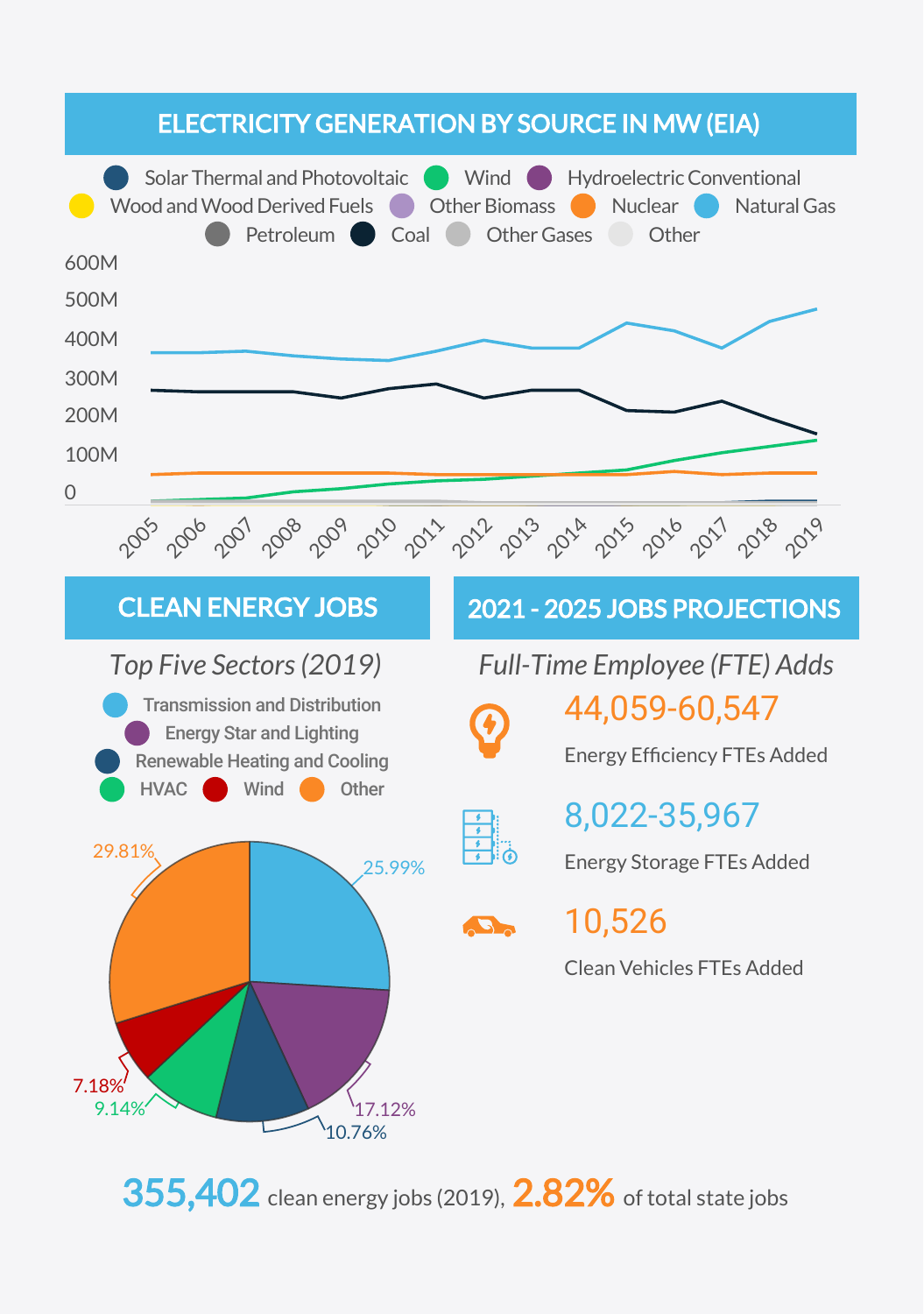## ELECTRICITY GENERATION BY SOURCE IN MW (EIA)

Solar Thermal and Photovoltaic
Wind
Hydroelectric Conventional
Wood and Wood Derived Fuels
Other Biomass
Nuclear
Natural Gas
Petroleum
Coal
Other Gases
Other

600M
500M
400M
300M
200M
100M
0

2005 2006 2007 2008 2009 2010 2011 2012 2013 2014 2015 2016 2017 2018 2019

## CLEAN ENERGY JOBS

*Top Five Sectors (2019)*

Transmission and Distribution
Energy Star and Lighting
Renewable Heating and Cooling
HVAC
Wind
Other

29.81%
25.99%
17.12%
10.76%
9.14%
7.18%

## 2021 - 2025 JOBS PROJECTIONS

*Full-Time Employee (FTE) Adds*

**44,059-60,547**
Energy Efficiency FTEs Added

**8,022-35,967**
Energy Storage FTEs Added

**10,526**
Clean Vehicles FTEs Added

**355,402** clean energy jobs (2019), **2.82%** of total state jobs